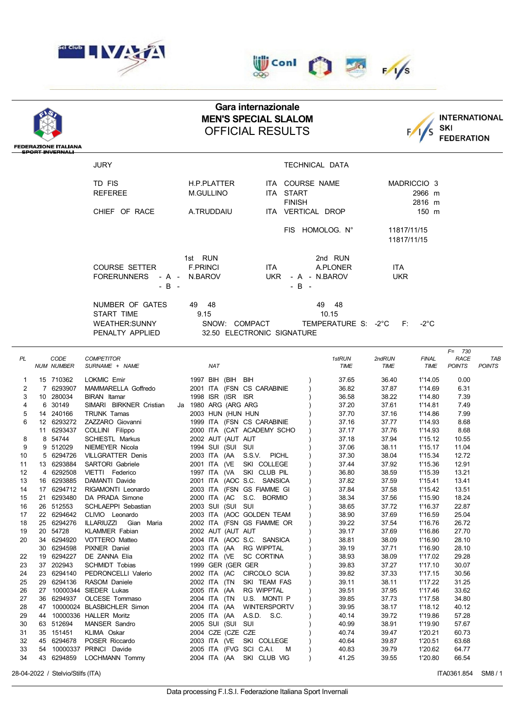# Gara internazionale

## MEN'S SPECIAL SLALOM

## OFFICIAL RESULTS

FEDERAZIONE ITALIANA SPORT INVERNALI — INTERNATIONAL SKI FEDERATION

| JURY | | | TECHNICAL DATA | |
|---|---|---|---|---|
| TD FIS | H.P.PLATTER | ITA | COURSE NAME | MADRICCIO 3 |
| REFEREE | M.GULLINO | ITA | START | 2966 m |
| | | | FINISH | 2816 m |
| CHIEF OF RACE | A.TRUDDAIU | ITA | VERTICAL DROP | 150 m |
| | | | FIS HOMOLOG. N° | 11817/11/15 |
| | | | | 11817/11/15 |

| | 1st RUN | | 2nd RUN | |
|---|---|---|---|---|
| COURSE SETTER | F.PRINCI | ITA | A.PLONER | ITA |
| FORERUNNERS - A - | N.BAROV | UKR | N.BAROV | UKR |
| - B - | | | | |
| NUMBER OF GATES | 49 48 | | 49 48 | |
| START TIME | 9.15 | | 10.15 | |

WEATHER:SUNNY SNOW: COMPACT TEMPERATURE S: -2°C F: -2°C

PENALTY APPLIED 32.50 ELECTRONIC SIGNATURE

F= 730

| PL | NUM | CODE NUMBER | COMPETITOR SURNAME + NAME | NAT | | 1stRUN TIME | 2ndRUN TIME | FINAL TIME | RACE POINTS | TAB POINTS |
|---|---|---|---|---|---|---|---|---|---|---|
| 1 | 15 | 710362 | LOKMIC Emir | 1997 BIH (BIH BIH | ) | 37.65 | 36.40 | 1'14.05 | 0.00 | |
| 2 | 7 | 6293907 | MAMMARELLA Goffredo | 2001 ITA (FSN CS CARABINIE | ) | 36.82 | 37.87 | 1'14.69 | 6.31 | |
| 3 | 10 | 280034 | BIRAN Itamar | 1998 ISR (ISR ISR | ) | 36.58 | 38.22 | 1'14.80 | 7.39 | |
| 4 | 6 | 30149 | SIMARI BIRKNER Cristian Ja | 1980 ARG (ARG ARG | ) | 37.20 | 37.61 | 1'14.81 | 7.49 | |
| 5 | 14 | 240166 | TRUNK Tamas | 2003 HUN (HUN HUN | ) | 37.70 | 37.16 | 1'14.86 | 7.99 | |
| 6 | 12 | 6293272 | ZAZZARO Giovanni | 1999 ITA (FSN CS CARABINIE | ) | 37.16 | 37.77 | 1'14.93 | 8.68 | |
| | 11 | 6293437 | COLLINI Filippo | 2000 ITA (CAT ACADEMY SCHO | ) | 37.17 | 37.76 | 1'14.93 | 8.68 | |
| 8 | 8 | 54744 | SCHIESTL Markus | 2002 AUT (AUT AUT | ) | 37.18 | 37.94 | 1'15.12 | 10.55 | |
| 9 | 9 | 512029 | NIEMEYER Nicola | 1994 SUI (SUI SUI | ) | 37.06 | 38.11 | 1'15.17 | 11.04 | |
| 10 | 5 | 6294726 | VILLGRATTER Denis | 2003 ITA (AA S.S.V. PICHL | ) | 37.30 | 38.04 | 1'15.34 | 12.72 | |
| 11 | 13 | 6293884 | SARTORI Gabriele | 2001 ITA (VE SKI COLLEGE | ) | 37.44 | 37.92 | 1'15.36 | 12.91 | |
| 12 | 4 | 6292508 | VIETTI Federico | 1997 ITA (VA SKI CLUB PIL | ) | 36.80 | 38.59 | 1'15.39 | 13.21 | |
| 13 | 16 | 6293885 | DAMANTI Davide | 2001 ITA (AOC S.C. SANSICA | ) | 37.82 | 37.59 | 1'15.41 | 13.41 | |
| 14 | 17 | 6294712 | RIGAMONTI Leonardo | 2003 ITA (FSN GS FIAMME GI | ) | 37.84 | 37.58 | 1'15.42 | 13.51 | |
| 15 | 21 | 6293480 | DA PRADA Simone | 2000 ITA (AC S.C. BORMIO | ) | 38.34 | 37.56 | 1'15.90 | 18.24 | |
| 16 | 26 | 512553 | SCHLAEPPI Sebastian | 2003 SUI (SUI SUI | ) | 38.65 | 37.72 | 1'16.37 | 22.87 | |
| 17 | 22 | 6294642 | CLIVIO Leonardo | 2003 ITA (AOC GOLDEN TEAM | ) | 38.90 | 37.69 | 1'16.59 | 25.04 | |
| 18 | 25 | 6294276 | ILLARIUZZI Gian Maria | 2002 ITA (FSN GS FIAMME OR | ) | 39.22 | 37.54 | 1'16.76 | 26.72 | |
| 19 | 20 | 54728 | KLAMMER Fabian | 2002 AUT (AUT AUT | ) | 39.17 | 37.69 | 1'16.86 | 27.70 | |
| 20 | 34 | 6294920 | VOTTERO Matteo | 2004 ITA (AOC S.C. SANSICA | ) | 38.81 | 38.09 | 1'16.90 | 28.10 | |
| | 30 | 6294598 | PIXNER Daniel | 2003 ITA (AA RG WIPPTAL | ) | 39.19 | 37.71 | 1'16.90 | 28.10 | |
| 22 | 19 | 6294227 | DE ZANNA Elia | 2002 ITA (VE SC CORTINA | ) | 38.93 | 38.09 | 1'17.02 | 29.28 | |
| 23 | 37 | 202943 | SCHMIDT Tobias | 1999 GER (GER GER | ) | 39.83 | 37.27 | 1'17.10 | 30.07 | |
| 24 | 23 | 6294140 | PEDRONCELLI Valerio | 2002 ITA (AC CIRCOLO SCIA | ) | 39.82 | 37.33 | 1'17.15 | 30.56 | |
| 25 | 29 | 6294136 | RASOM Daniele | 2002 ITA (TN SKI TEAM FAS | ) | 39.11 | 38.11 | 1'17.22 | 31.25 | |
| 26 | 27 | 10000344 | SIEDER Lukas | 2005 ITA (AA RG WIPPTAL | ) | 39.51 | 37.95 | 1'17.46 | 33.62 | |
| 27 | 36 | 6294937 | OLCESE Tommaso | 2004 ITA (TN U.S. MONTI P | ) | 39.85 | 37.73 | 1'17.58 | 34.80 | |
| 28 | 47 | 10000024 | BLASBICHLER Simon | 2004 ITA (AA WINTERSPORTV | ) | 39.95 | 38.17 | 1'18.12 | 40.12 | |
| 29 | 44 | 10000336 | HALLER Moritz | 2005 ITA (AA A.S.D. S.C. | ) | 40.14 | 39.72 | 1'19.86 | 57.28 | |
| 30 | 63 | 512694 | MANSER Sandro | 2005 SUI (SUI SUI | ) | 40.99 | 38.91 | 1'19.90 | 57.67 | |
| 31 | 35 | 151451 | KLIMA Oskar | 2004 CZE (CZE CZE | ) | 40.74 | 39.47 | 1'20.21 | 60.73 | |
| 32 | 45 | 6294678 | POSER Riccardo | 2003 ITA (VE SKI COLLEGE | ) | 40.64 | 39.87 | 1'20.51 | 63.68 | |
| 33 | 54 | 10000337 | PRINCI Davide | 2005 ITA (FVG SCI C.A.I. M | ) | 40.83 | 39.79 | 1'20.62 | 64.77 | |
| 34 | 43 | 6294859 | LOCHMANN Tommy | 2004 ITA (AA SKI CLUB VIG | ) | 41.25 | 39.55 | 1'20.80 | 66.54 | |

28-04-2022 / Stelvio/Stilfs (ITA) ITA0361.854 SM8 / 1

Data processing F.I.S.I. Federazione Italiana Sport Invernali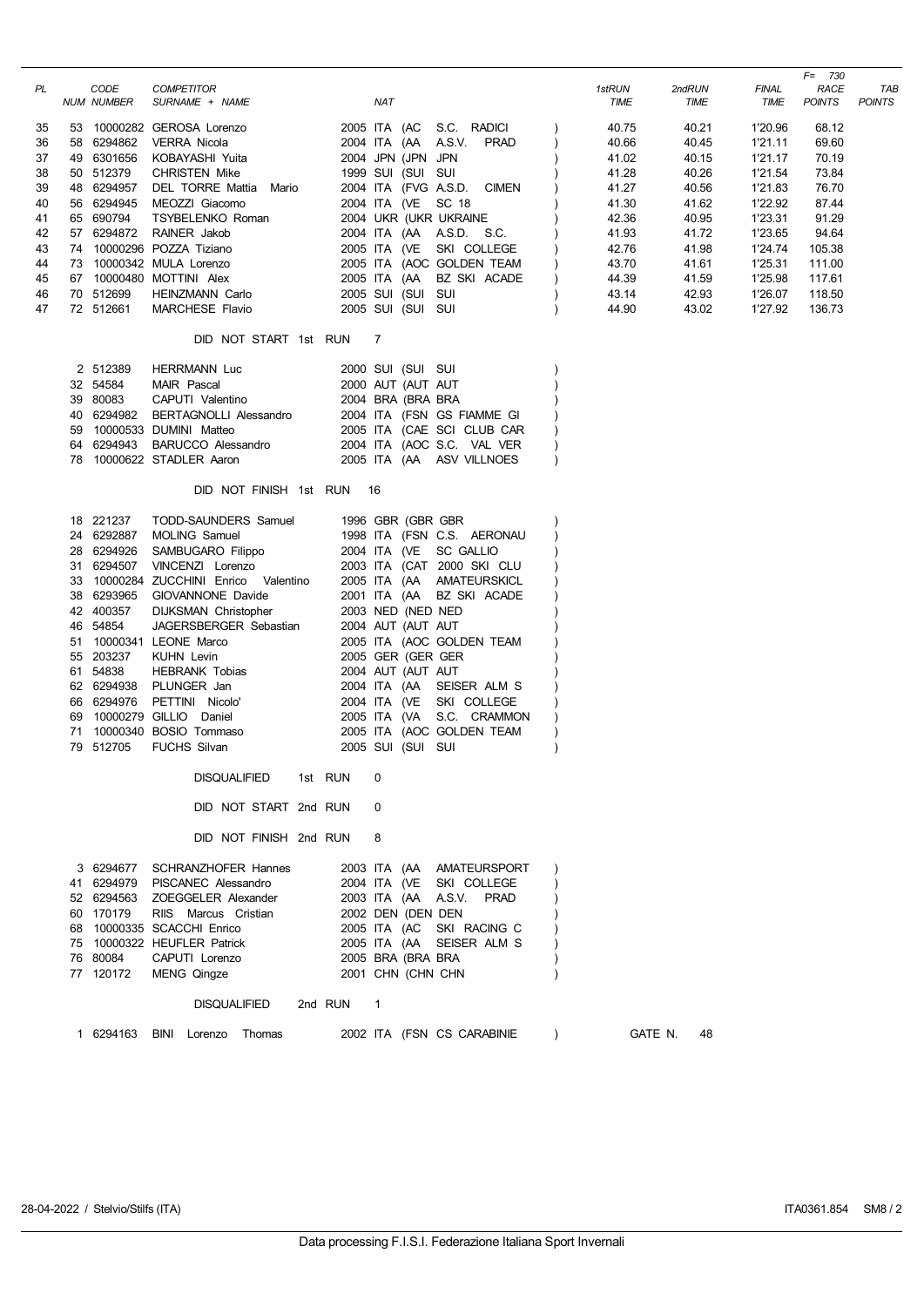| PL | NUM | CODE NUMBER | COMPETITOR SURNAME + NAME | NAT | | 1stRUN TIME | 2ndRUN TIME | FINAL TIME | F= 730 RACE POINTS | TAB POINTS |
|---|---|---|---|---|---|---|---|---|---|---|
| 35 | 53 | 10000282 | GEROSA Lorenzo | 2005 ITA (AC S.C. RADICI | ) | 40.75 | 40.21 | 1'20.96 | 68.12 | |
| 36 | 58 | 6294862 | VERRA Nicola | 2004 ITA (AA A.S.V. PRAD | ) | 40.66 | 40.45 | 1'21.11 | 69.60 | |
| 37 | 49 | 6301656 | KOBAYASHI Yuita | 2004 JPN (JPN JPN | ) | 41.02 | 40.15 | 1'21.17 | 70.19 | |
| 38 | 50 | 512379 | CHRISTEN Mike | 1999 SUI (SUI SUI | ) | 41.28 | 40.26 | 1'21.54 | 73.84 | |
| 39 | 48 | 6294957 | DEL TORRE Mattia Mario | 2004 ITA (FVG A.S.D. CIMEN | ) | 41.27 | 40.56 | 1'21.83 | 76.70 | |
| 40 | 56 | 6294945 | MEOZZI Giacomo | 2004 ITA (VE SC 18 | ) | 41.30 | 41.62 | 1'22.92 | 87.44 | |
| 41 | 65 | 690794 | TSYBELENKO Roman | 2004 UKR (UKR UKRAINE | ) | 42.36 | 40.95 | 1'23.31 | 91.29 | |
| 42 | 57 | 6294872 | RAINER Jakob | 2004 ITA (AA A.S.D. S.C. | ) | 41.93 | 41.72 | 1'23.65 | 94.64 | |
| 43 | 74 | 10000296 | POZZA Tiziano | 2005 ITA (VE SKI COLLEGE | ) | 42.76 | 41.98 | 1'24.74 | 105.38 | |
| 44 | 73 | 10000342 | MULA Lorenzo | 2005 ITA (AOC GOLDEN TEAM | ) | 43.70 | 41.61 | 1'25.31 | 111.00 | |
| 45 | 67 | 10000480 | MOTTINI Alex | 2005 ITA (AA BZ SKI ACADE | ) | 44.39 | 41.59 | 1'25.98 | 117.61 | |
| 46 | 70 | 512699 | HEINZMANN Carlo | 2005 SUI (SUI SUI | ) | 43.14 | 42.93 | 1'26.07 | 118.50 | |
| 47 | 72 | 512661 | MARCHESE Flavio | 2005 SUI (SUI SUI | ) | 44.90 | 43.02 | 1'27.92 | 136.73 | |

DID NOT START 1st RUN 7

| NUM | CODE NUMBER | COMPETITOR | NAT | |
|---|---|---|---|---|
| 2 | 512389 | HERRMANN Luc | 2000 SUI (SUI SUI | ) |
| 32 | 54584 | MAIR Pascal | 2000 AUT (AUT AUT | ) |
| 39 | 80083 | CAPUTI Valentino | 2004 BRA (BRA BRA | ) |
| 40 | 6294982 | BERTAGNOLLI Alessandro | 2004 ITA (FSN GS FIAMME GI | ) |
| 59 | 10000533 | DUMINI Matteo | 2005 ITA (CAE SCI CLUB CAR | ) |
| 64 | 6294943 | BARUCCO Alessandro | 2004 ITA (AOC S.C. VAL VER | ) |
| 78 | 10000622 | STADLER Aaron | 2005 ITA (AA ASV VILLNOES | ) |

DID NOT FINISH 1st RUN 16

| NUM | CODE NUMBER | COMPETITOR | NAT | |
|---|---|---|---|---|
| 18 | 221237 | TODD-SAUNDERS Samuel | 1996 GBR (GBR GBR | ) |
| 24 | 6292887 | MOLING Samuel | 1998 ITA (FSN C.S. AERONAU | ) |
| 28 | 6294926 | SAMBUGARO Filippo | 2004 ITA (VE SC GALLIO | ) |
| 31 | 6294507 | VINCENZI Lorenzo | 2003 ITA (CAT 2000 SKI CLU | ) |
| 33 | 10000284 | ZUCCHINI Enrico Valentino | 2005 ITA (AA AMATEURSKICL | ) |
| 38 | 6293965 | GIOVANNONE Davide | 2001 ITA (AA BZ SKI ACADE | ) |
| 42 | 400357 | DIJKSMAN Christopher | 2003 NED (NED NED | ) |
| 46 | 54854 | JAGERSBERGER Sebastian | 2004 AUT (AUT AUT | ) |
| 51 | 10000341 | LEONE Marco | 2005 ITA (AOC GOLDEN TEAM | ) |
| 55 | 203237 | KUHN Levin | 2005 GER (GER GER | ) |
| 61 | 54838 | HEBRANK Tobias | 2004 AUT (AUT AUT | ) |
| 62 | 6294938 | PLUNGER Jan | 2004 ITA (AA SEISER ALM S | ) |
| 66 | 6294976 | PETTINI Nicolo' | 2004 ITA (VE SKI COLLEGE | ) |
| 69 | 10000279 | GILLIO Daniel | 2005 ITA (VA S.C. CRAMMON | ) |
| 71 | 10000340 | BOSIO Tommaso | 2005 ITA (AOC GOLDEN TEAM | ) |
| 79 | 512705 | FUCHS Silvan | 2005 SUI (SUI SUI | ) |

DISQUALIFIED 1st RUN 0

DID NOT START 2nd RUN 0

DID NOT FINISH 2nd RUN 8

| NUM | CODE NUMBER | COMPETITOR | NAT | |
|---|---|---|---|---|
| 3 | 6294677 | SCHRANZHOFER Hannes | 2003 ITA (AA AMATEURSPORT | ) |
| 41 | 6294979 | PISCANEC Alessandro | 2004 ITA (VE SKI COLLEGE | ) |
| 52 | 6294563 | ZOEGGELER Alexander | 2003 ITA (AA A.S.V. PRAD | ) |
| 60 | 170179 | RIIS Marcus Cristian | 2002 DEN (DEN DEN | ) |
| 68 | 10000335 | SCACCHI Enrico | 2005 ITA (AC SKI RACING C | ) |
| 75 | 10000322 | HEUFLER Patrick | 2005 ITA (AA SEISER ALM S | ) |
| 76 | 80084 | CAPUTI Lorenzo | 2005 BRA (BRA BRA | ) |
| 77 | 120172 | MENG Qingze | 2001 CHN (CHN CHN | ) |

DISQUALIFIED 2nd RUN 1

| NUM | CODE NUMBER | COMPETITOR | NAT | | |
|---|---|---|---|---|---|
| 1 | 6294163 | BINI Lorenzo Thomas | 2002 ITA (FSN CS CARABINIE | ) | GATE N. 48 |

28-04-2022 / Stelvio/Stilfs (ITA) ITA0361.854 SM8

Data processing F.I.S.I. Federazione Italiana Sport Invernali